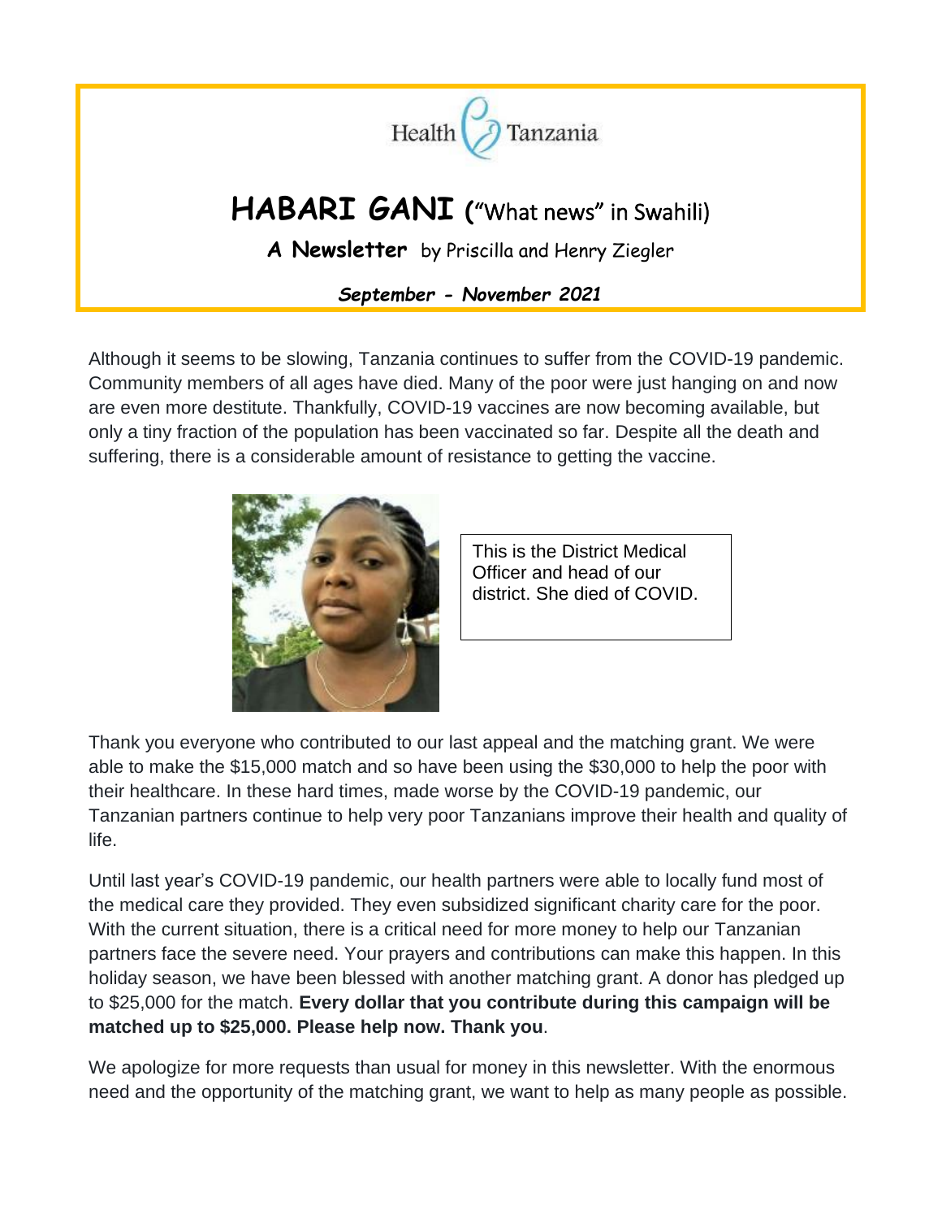Health Tanzania

# HABARI GANI ("What news" in Swahili)

**A Newsletter** by Priscilla and Henry Ziegler

***September - November 2021***

Although it seems to be slowing, Tanzania continues to suffer from the COVID-19 pandemic. Community members of all ages have died. Many of the poor were just hanging on and now are even more destitute. Thankfully, COVID-19 vaccines are now becoming available, but only a tiny fraction of the population has been vaccinated so far. Despite all the death and suffering, there is a considerable amount of resistance to getting the vaccine.

This is the District Medical Officer and head of our district. She died of COVID.

Thank you everyone who contributed to our last appeal and the matching grant. We were able to make the $15,000 match and so have been using the $30,000 to help the poor with their healthcare. In these hard times, made worse by the COVID-19 pandemic, our Tanzanian partners continue to help very poor Tanzanians improve their health and quality of life.

Until last year's COVID-19 pandemic, our health partners were able to locally fund most of the medical care they provided. They even subsidized significant charity care for the poor. With the current situation, there is a critical need for more money to help our Tanzanian partners face the severe need. Your prayers and contributions can make this happen. In this holiday season, we have been blessed with another matching grant. A donor has pledged up to $25,000 for the match. **Every dollar that you contribute during this campaign will be matched up to $25,000. Please help now. Thank you**.

We apologize for more requests than usual for money in this newsletter. With the enormous need and the opportunity of the matching grant, we want to help as many people as possible.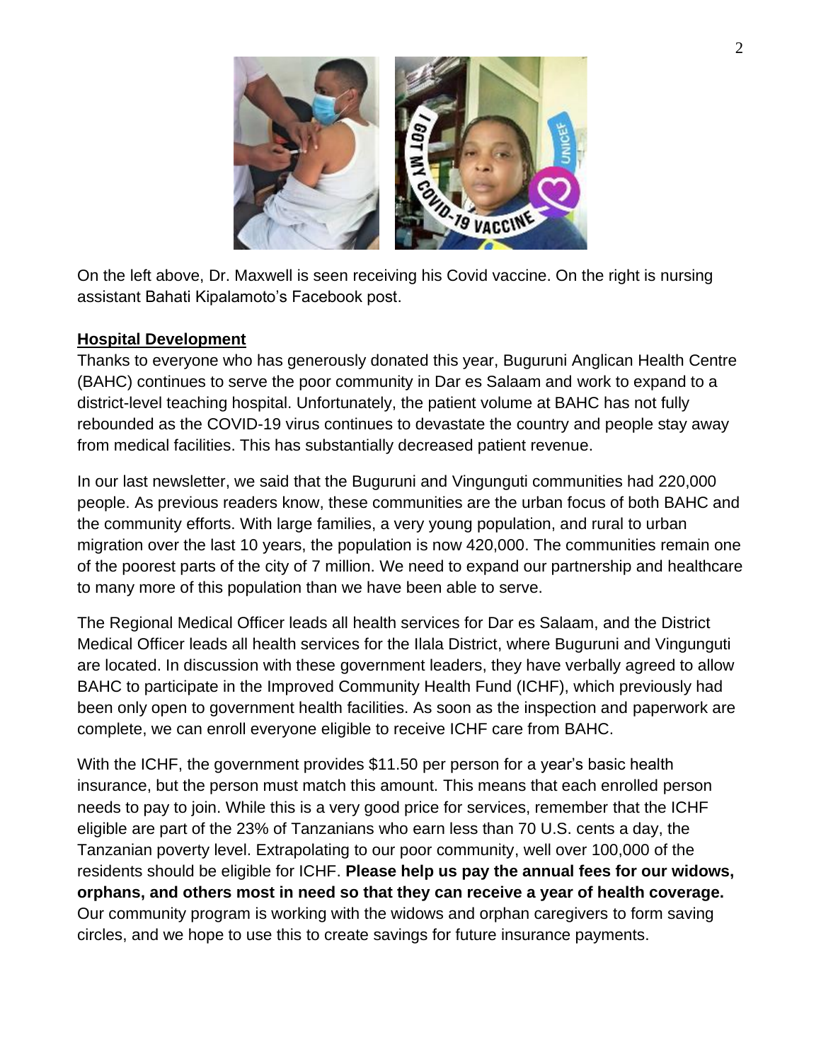On the left above, Dr. Maxwell is seen receiving his Covid vaccine. On the right is nursing assistant Bahati Kipalamoto's Facebook post.

## Hospital Development

Thanks to everyone who has generously donated this year, Buguruni Anglican Health Centre (BAHC) continues to serve the poor community in Dar es Salaam and work to expand to a district-level teaching hospital. Unfortunately, the patient volume at BAHC has not fully rebounded as the COVID-19 virus continues to devastate the country and people stay away from medical facilities. This has substantially decreased patient revenue.

In our last newsletter, we said that the Buguruni and Vingunguti communities had 220,000 people. As previous readers know, these communities are the urban focus of both BAHC and the community efforts. With large families, a very young population, and rural to urban migration over the last 10 years, the population is now 420,000. The communities remain one of the poorest parts of the city of 7 million. We need to expand our partnership and healthcare to many more of this population than we have been able to serve.

The Regional Medical Officer leads all health services for Dar es Salaam, and the District Medical Officer leads all health services for the Ilala District, where Buguruni and Vingunguti are located. In discussion with these government leaders, they have verbally agreed to allow BAHC to participate in the Improved Community Health Fund (ICHF), which previously had been only open to government health facilities. As soon as the inspection and paperwork are complete, we can enroll everyone eligible to receive ICHF care from BAHC.

With the ICHF, the government provides $11.50 per person for a year's basic health insurance, but the person must match this amount. This means that each enrolled person needs to pay to join. While this is a very good price for services, remember that the ICHF eligible are part of the 23% of Tanzanians who earn less than 70 U.S. cents a day, the Tanzanian poverty level. Extrapolating to our poor community, well over 100,000 of the residents should be eligible for ICHF. **Please help us pay the annual fees for our widows, orphans, and others most in need so that they can receive a year of health coverage.** Our community program is working with the widows and orphan caregivers to form saving circles, and we hope to use this to create savings for future insurance payments.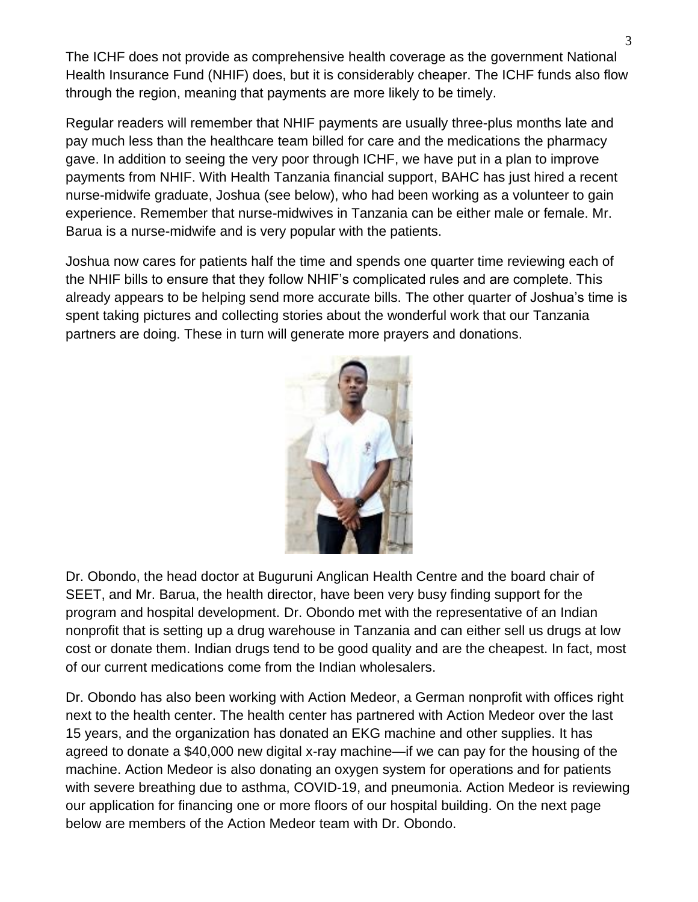The ICHF does not provide as comprehensive health coverage as the government National Health Insurance Fund (NHIF) does, but it is considerably cheaper. The ICHF funds also flow through the region, meaning that payments are more likely to be timely.

Regular readers will remember that NHIF payments are usually three-plus months late and pay much less than the healthcare team billed for care and the medications the pharmacy gave. In addition to seeing the very poor through ICHF, we have put in a plan to improve payments from NHIF. With Health Tanzania financial support, BAHC has just hired a recent nurse-midwife graduate, Joshua (see below), who had been working as a volunteer to gain experience. Remember that nurse-midwives in Tanzania can be either male or female. Mr. Barua is a nurse-midwife and is very popular with the patients.

Joshua now cares for patients half the time and spends one quarter time reviewing each of the NHIF bills to ensure that they follow NHIF's complicated rules and are complete. This already appears to be helping send more accurate bills. The other quarter of Joshua's time is spent taking pictures and collecting stories about the wonderful work that our Tanzania partners are doing. These in turn will generate more prayers and donations.

Dr. Obondo, the head doctor at Buguruni Anglican Health Centre and the board chair of SEET, and Mr. Barua, the health director, have been very busy finding support for the program and hospital development. Dr. Obondo met with the representative of an Indian nonprofit that is setting up a drug warehouse in Tanzania and can either sell us drugs at low cost or donate them. Indian drugs tend to be good quality and are the cheapest. In fact, most of our current medications come from the Indian wholesalers.

Dr. Obondo has also been working with Action Medeor, a German nonprofit with offices right next to the health center. The health center has partnered with Action Medeor over the last 15 years, and the organization has donated an EKG machine and other supplies. It has agreed to donate a $40,000 new digital x-ray machine—if we can pay for the housing of the machine. Action Medeor is also donating an oxygen system for operations and for patients with severe breathing due to asthma, COVID-19, and pneumonia. Action Medeor is reviewing our application for financing one or more floors of our hospital building. On the next page below are members of the Action Medeor team with Dr. Obondo.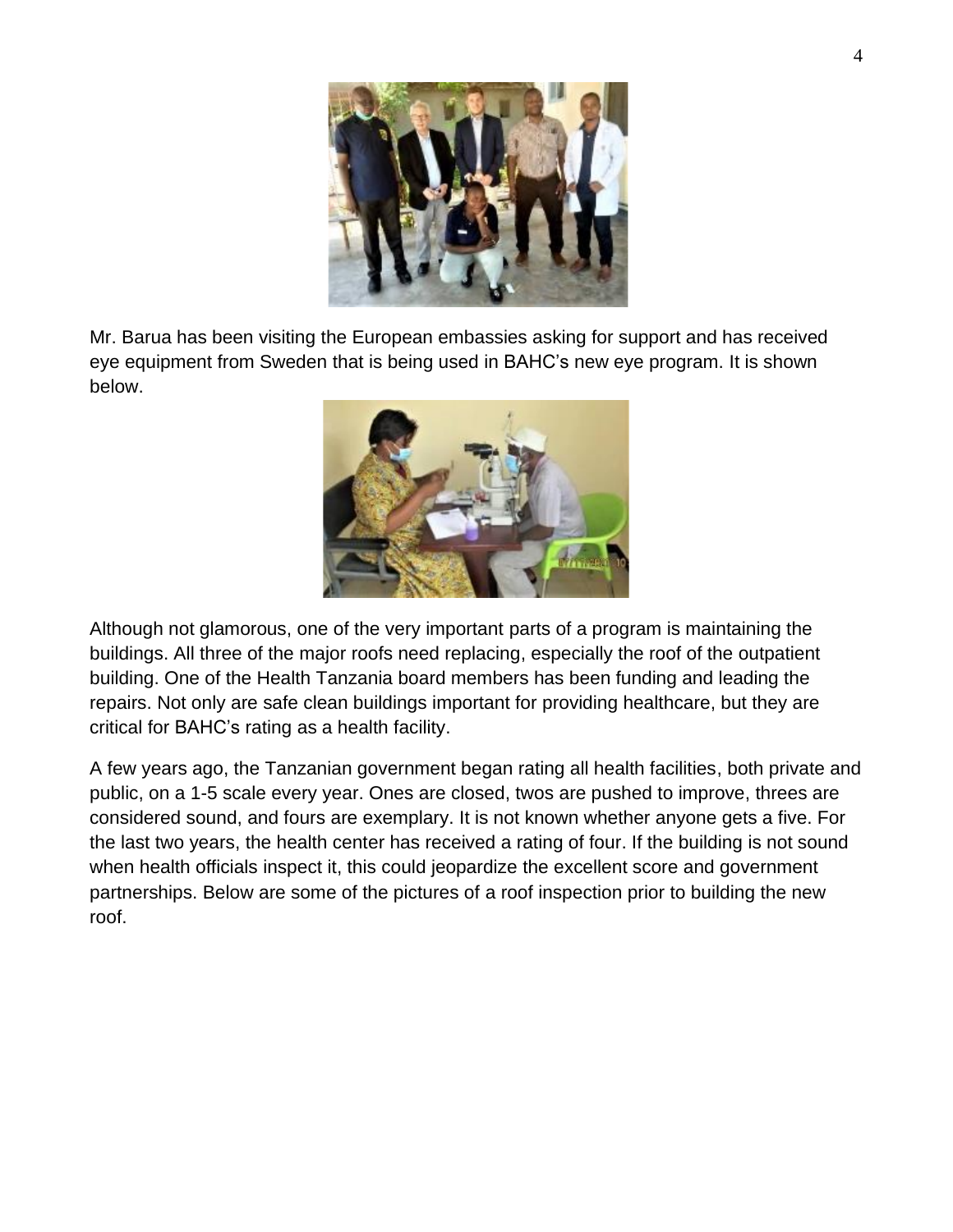Mr. Barua has been visiting the European embassies asking for support and has received eye equipment from Sweden that is being used in BAHC's new eye program. It is shown below.

Although not glamorous, one of the very important parts of a program is maintaining the buildings. All three of the major roofs need replacing, especially the roof of the outpatient building. One of the Health Tanzania board members has been funding and leading the repairs. Not only are safe clean buildings important for providing healthcare, but they are critical for BAHC's rating as a health facility.

A few years ago, the Tanzanian government began rating all health facilities, both private and public, on a 1-5 scale every year. Ones are closed, twos are pushed to improve, threes are considered sound, and fours are exemplary. It is not known whether anyone gets a five. For the last two years, the health center has received a rating of four. If the building is not sound when health officials inspect it, this could jeopardize the excellent score and government partnerships. Below are some of the pictures of a roof inspection prior to building the new roof.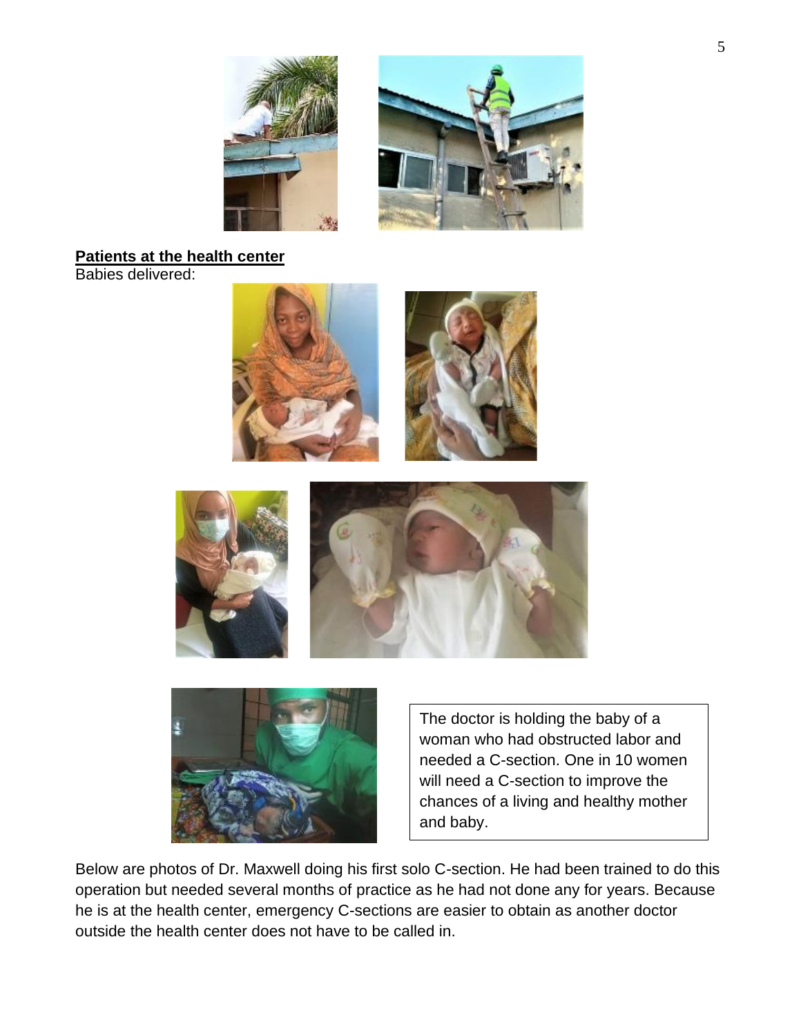**Patients at the health center**

Babies delivered:

The doctor is holding the baby of a woman who had obstructed labor and needed a C-section. One in 10 women will need a C-section to improve the chances of a living and healthy mother and baby.

Below are photos of Dr. Maxwell doing his first solo C-section. He had been trained to do this operation but needed several months of practice as he had not done any for years. Because he is at the health center, emergency C-sections are easier to obtain as another doctor outside the health center does not have to be called in.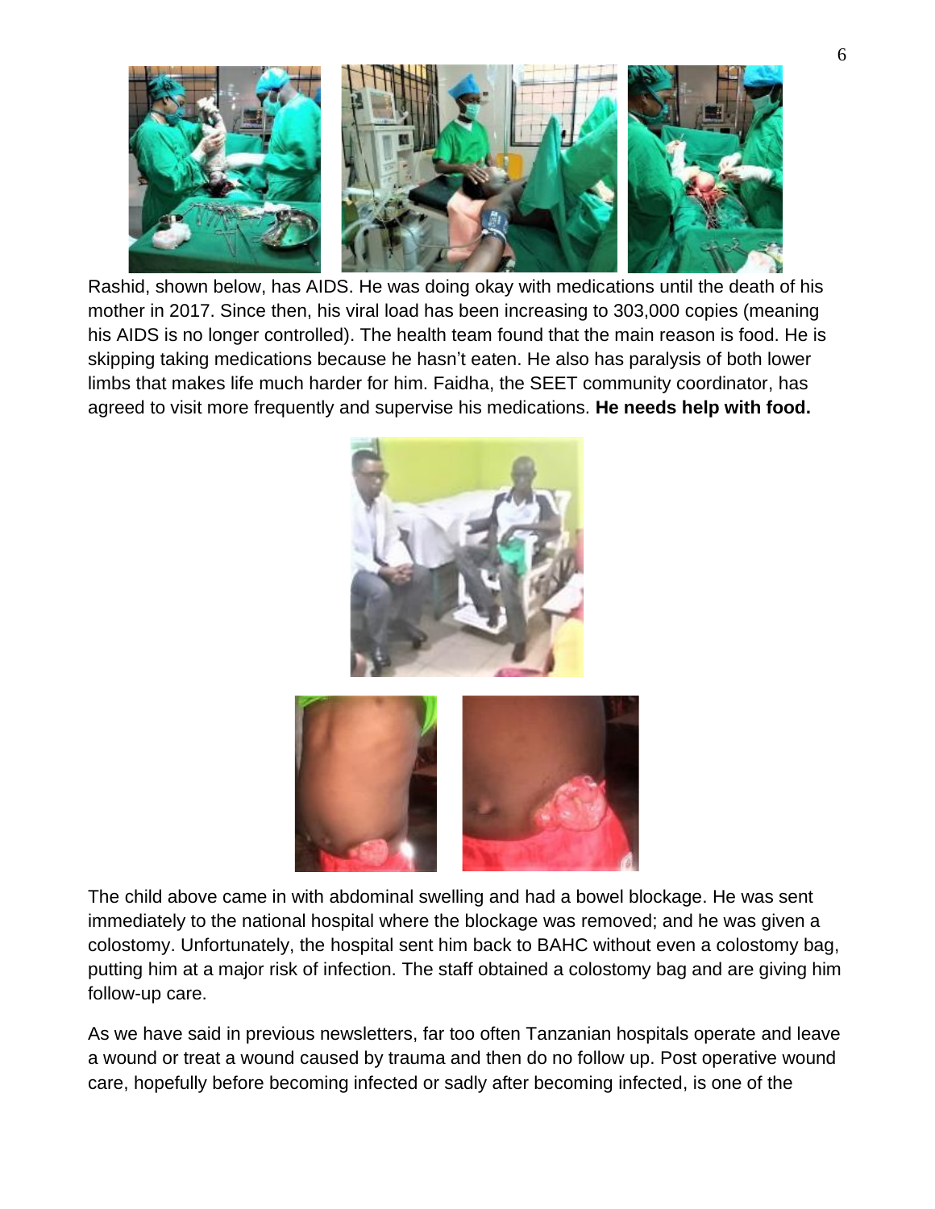Rashid, shown below, has AIDS. He was doing okay with medications until the death of his mother in 2017. Since then, his viral load has been increasing to 303,000 copies (meaning his AIDS is no longer controlled). The health team found that the main reason is food. He is skipping taking medications because he hasn't eaten. He also has paralysis of both lower limbs that makes life much harder for him. Faidha, the SEET community coordinator, has agreed to visit more frequently and supervise his medications. **He needs help with food.**

The child above came in with abdominal swelling and had a bowel blockage. He was sent immediately to the national hospital where the blockage was removed; and he was given a colostomy. Unfortunately, the hospital sent him back to BAHC without even a colostomy bag, putting him at a major risk of infection. The staff obtained a colostomy bag and are giving him follow-up care.

As we have said in previous newsletters, far too often Tanzanian hospitals operate and leave a wound or treat a wound caused by trauma and then do no follow up. Post operative wound care, hopefully before becoming infected or sadly after becoming infected, is one of the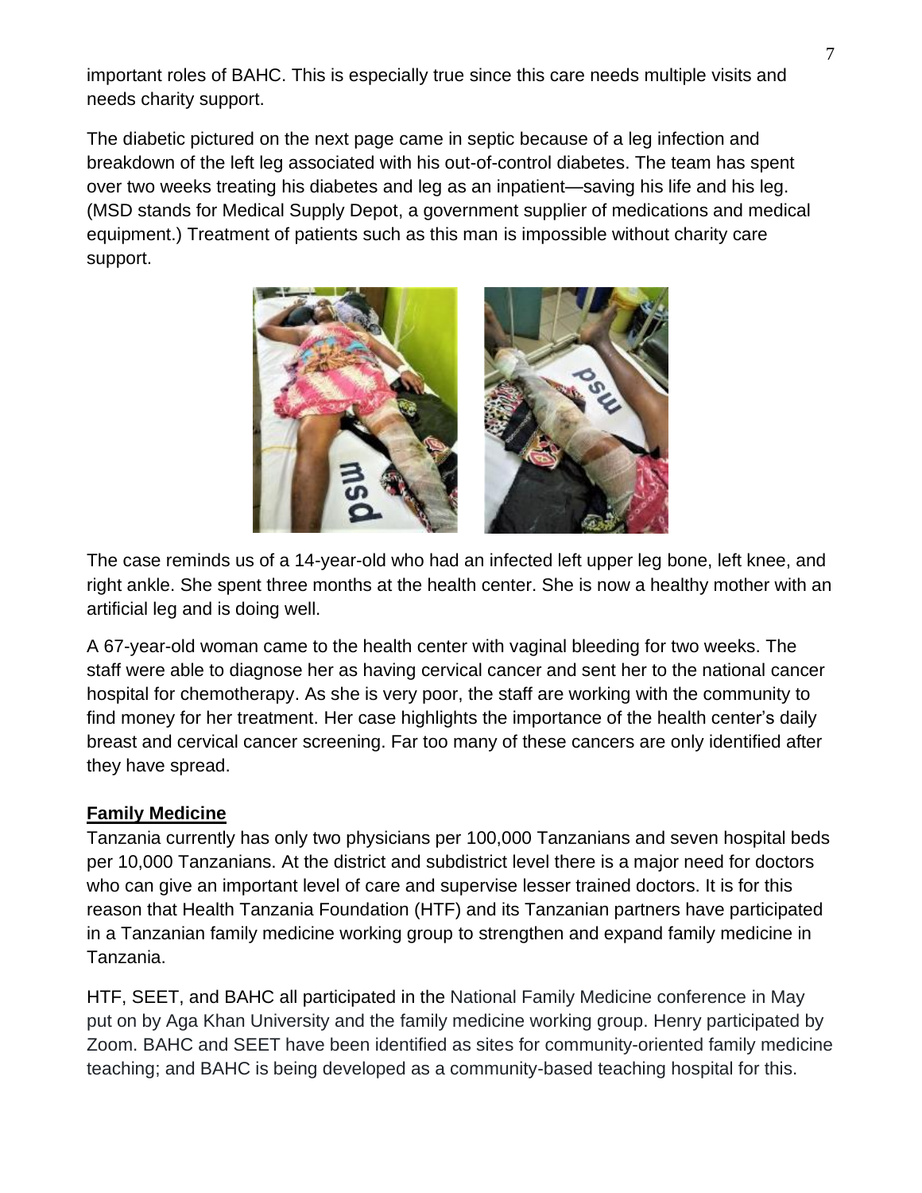important roles of BAHC. This is especially true since this care needs multiple visits and needs charity support.

The diabetic pictured on the next page came in septic because of a leg infection and breakdown of the left leg associated with his out-of-control diabetes. The team has spent over two weeks treating his diabetes and leg as an inpatient—saving his life and his leg. (MSD stands for Medical Supply Depot, a government supplier of medications and medical equipment.) Treatment of patients such as this man is impossible without charity care support.

The case reminds us of a 14-year-old who had an infected left upper leg bone, left knee, and right ankle. She spent three months at the health center. She is now a healthy mother with an artificial leg and is doing well.

A 67-year-old woman came to the health center with vaginal bleeding for two weeks. The staff were able to diagnose her as having cervical cancer and sent her to the national cancer hospital for chemotherapy. As she is very poor, the staff are working with the community to find money for her treatment. Her case highlights the importance of the health center's daily breast and cervical cancer screening. Far too many of these cancers are only identified after they have spread.

## Family Medicine

Tanzania currently has only two physicians per 100,000 Tanzanians and seven hospital beds per 10,000 Tanzanians. At the district and subdistrict level there is a major need for doctors who can give an important level of care and supervise lesser trained doctors. It is for this reason that Health Tanzania Foundation (HTF) and its Tanzanian partners have participated in a Tanzanian family medicine working group to strengthen and expand family medicine in Tanzania.

HTF, SEET, and BAHC all participated in the National Family Medicine conference in May put on by Aga Khan University and the family medicine working group. Henry participated by Zoom. BAHC and SEET have been identified as sites for community-oriented family medicine teaching; and BAHC is being developed as a community-based teaching hospital for this.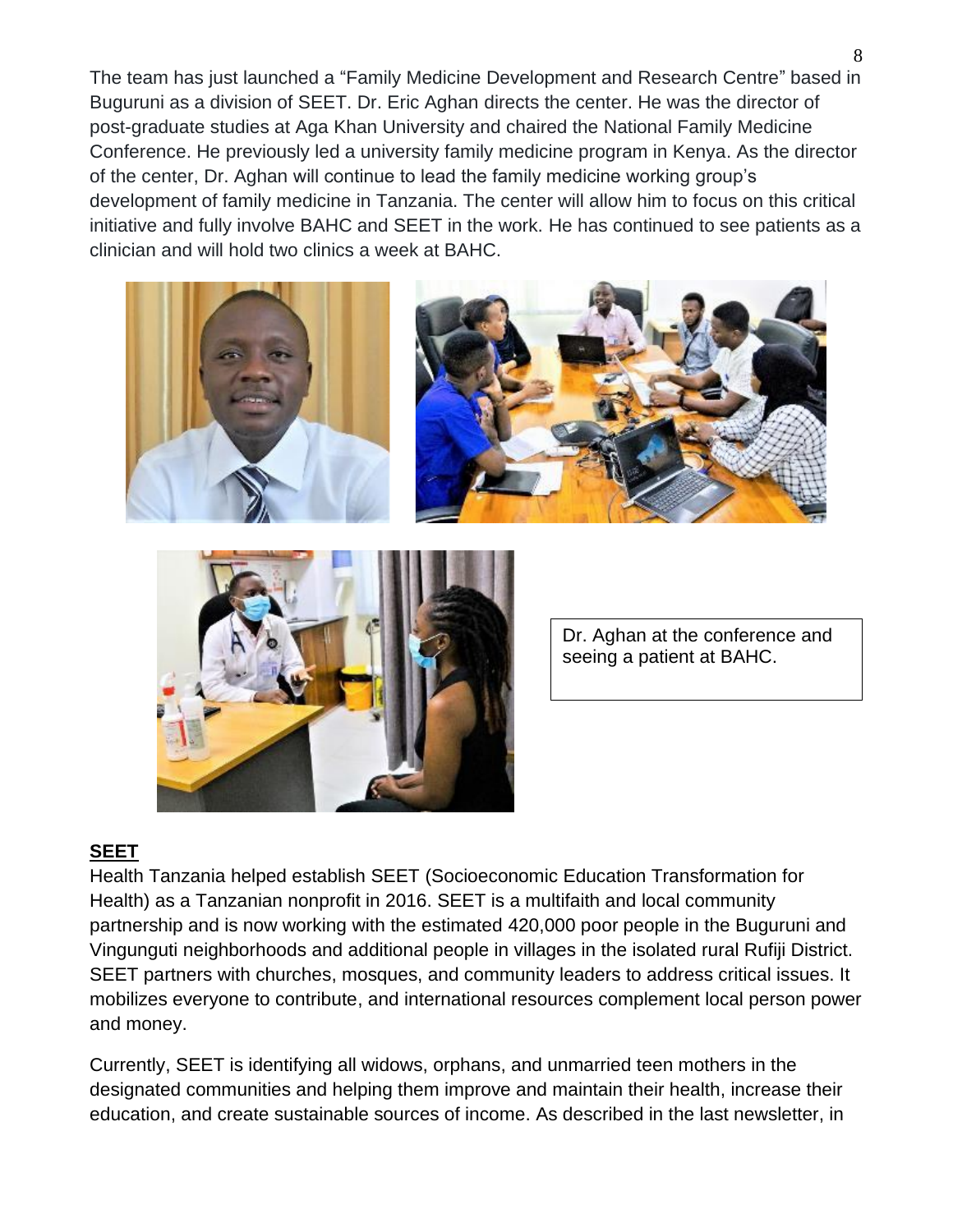The team has just launched a "Family Medicine Development and Research Centre" based in Buguruni as a division of SEET. Dr. Eric Aghan directs the center. He was the director of post-graduate studies at Aga Khan University and chaired the National Family Medicine Conference. He previously led a university family medicine program in Kenya. As the director of the center, Dr. Aghan will continue to lead the family medicine working group's development of family medicine in Tanzania. The center will allow him to focus on this critical initiative and fully involve BAHC and SEET in the work. He has continued to see patients as a clinician and will hold two clinics a week at BAHC.

Dr. Aghan at the conference and seeing a patient at BAHC.

## SEET

Health Tanzania helped establish SEET (Socioeconomic Education Transformation for Health) as a Tanzanian nonprofit in 2016. SEET is a multifaith and local community partnership and is now working with the estimated 420,000 poor people in the Buguruni and Vingunguti neighborhoods and additional people in villages in the isolated rural Rufiji District. SEET partners with churches, mosques, and community leaders to address critical issues. It mobilizes everyone to contribute, and international resources complement local person power and money.

Currently, SEET is identifying all widows, orphans, and unmarried teen mothers in the designated communities and helping them improve and maintain their health, increase their education, and create sustainable sources of income. As described in the last newsletter, in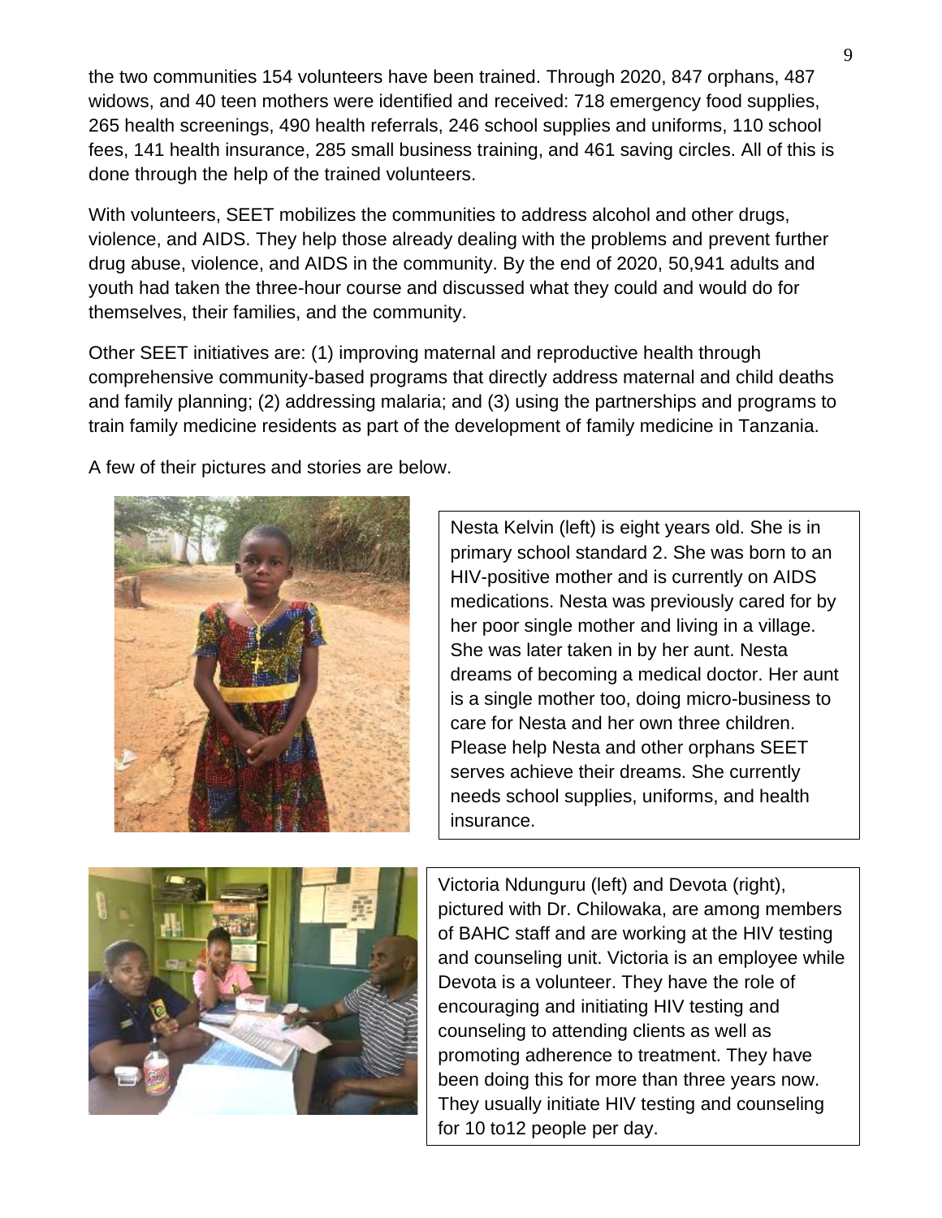the two communities 154 volunteers have been trained. Through 2020, 847 orphans, 487 widows, and 40 teen mothers were identified and received: 718 emergency food supplies, 265 health screenings, 490 health referrals, 246 school supplies and uniforms, 110 school fees, 141 health insurance, 285 small business training, and 461 saving circles. All of this is done through the help of the trained volunteers.

With volunteers, SEET mobilizes the communities to address alcohol and other drugs, violence, and AIDS. They help those already dealing with the problems and prevent further drug abuse, violence, and AIDS in the community. By the end of 2020, 50,941 adults and youth had taken the three-hour course and discussed what they could and would do for themselves, their families, and the community.

Other SEET initiatives are: (1) improving maternal and reproductive health through comprehensive community-based programs that directly address maternal and child deaths and family planning; (2) addressing malaria; and (3) using the partnerships and programs to train family medicine residents as part of the development of family medicine in Tanzania.

A few of their pictures and stories are below.

Nesta Kelvin (left) is eight years old. She is in primary school standard 2. She was born to an HIV-positive mother and is currently on AIDS medications. Nesta was previously cared for by her poor single mother and living in a village. She was later taken in by her aunt. Nesta dreams of becoming a medical doctor. Her aunt is a single mother too, doing micro-business to care for Nesta and her own three children. Please help Nesta and other orphans SEET serves achieve their dreams. She currently needs school supplies, uniforms, and health insurance.

Victoria Ndunguru (left) and Devota (right), pictured with Dr. Chilowaka, are among members of BAHC staff and are working at the HIV testing and counseling unit. Victoria is an employee while Devota is a volunteer. They have the role of encouraging and initiating HIV testing and counseling to attending clients as well as promoting adherence to treatment. They have been doing this for more than three years now. They usually initiate HIV testing and counseling for 10 to12 people per day.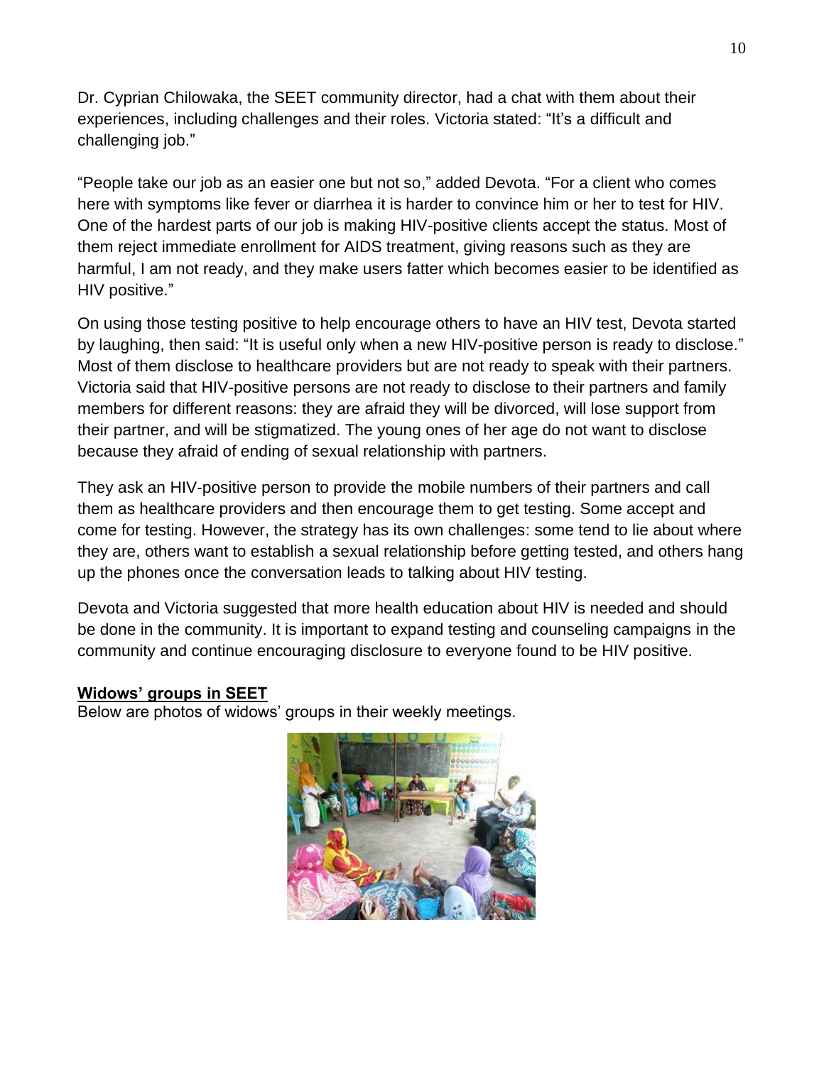Dr. Cyprian Chilowaka, the SEET community director, had a chat with them about their experiences, including challenges and their roles. Victoria stated: "It's a difficult and challenging job."

"People take our job as an easier one but not so," added Devota. "For a client who comes here with symptoms like fever or diarrhea it is harder to convince him or her to test for HIV. One of the hardest parts of our job is making HIV-positive clients accept the status. Most of them reject immediate enrollment for AIDS treatment, giving reasons such as they are harmful, I am not ready, and they make users fatter which becomes easier to be identified as HIV positive."

On using those testing positive to help encourage others to have an HIV test, Devota started by laughing, then said: "It is useful only when a new HIV-positive person is ready to disclose." Most of them disclose to healthcare providers but are not ready to speak with their partners. Victoria said that HIV-positive persons are not ready to disclose to their partners and family members for different reasons: they are afraid they will be divorced, will lose support from their partner, and will be stigmatized. The young ones of her age do not want to disclose because they afraid of ending of sexual relationship with partners.

They ask an HIV-positive person to provide the mobile numbers of their partners and call them as healthcare providers and then encourage them to get testing. Some accept and come for testing. However, the strategy has its own challenges: some tend to lie about where they are, others want to establish a sexual relationship before getting tested, and others hang up the phones once the conversation leads to talking about HIV testing.

Devota and Victoria suggested that more health education about HIV is needed and should be done in the community. It is important to expand testing and counseling campaigns in the community and continue encouraging disclosure to everyone found to be HIV positive.

**Widows' groups in SEET**

Below are photos of widows' groups in their weekly meetings.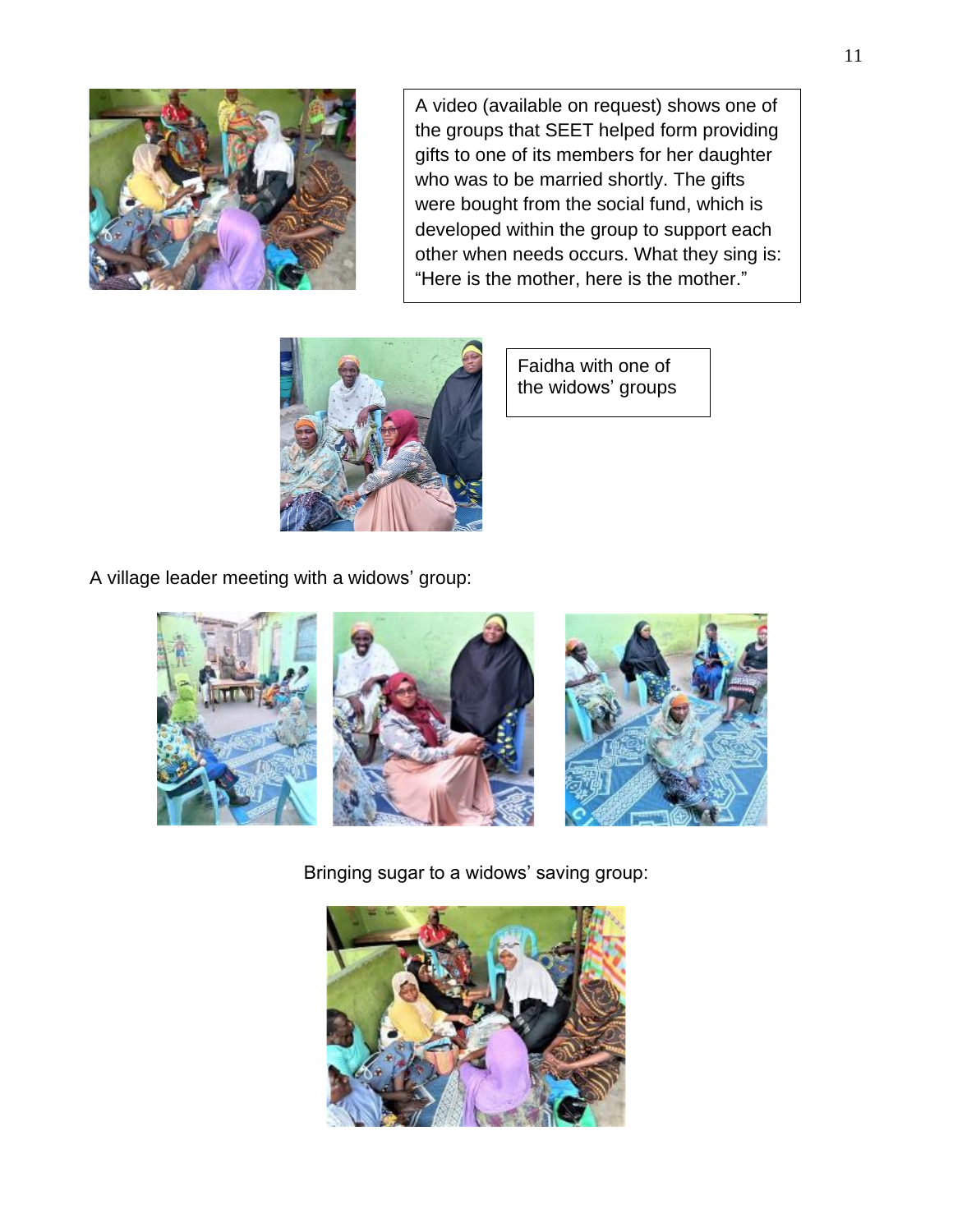A video (available on request) shows one of the groups that SEET helped form providing gifts to one of its members for her daughter who was to be married shortly. The gifts were bought from the social fund, which is developed within the group to support each other when needs occurs. What they sing is: "Here is the mother, here is the mother."

Faidha with one of the widows' groups

A village leader meeting with a widows' group:

Bringing sugar to a widows' saving group: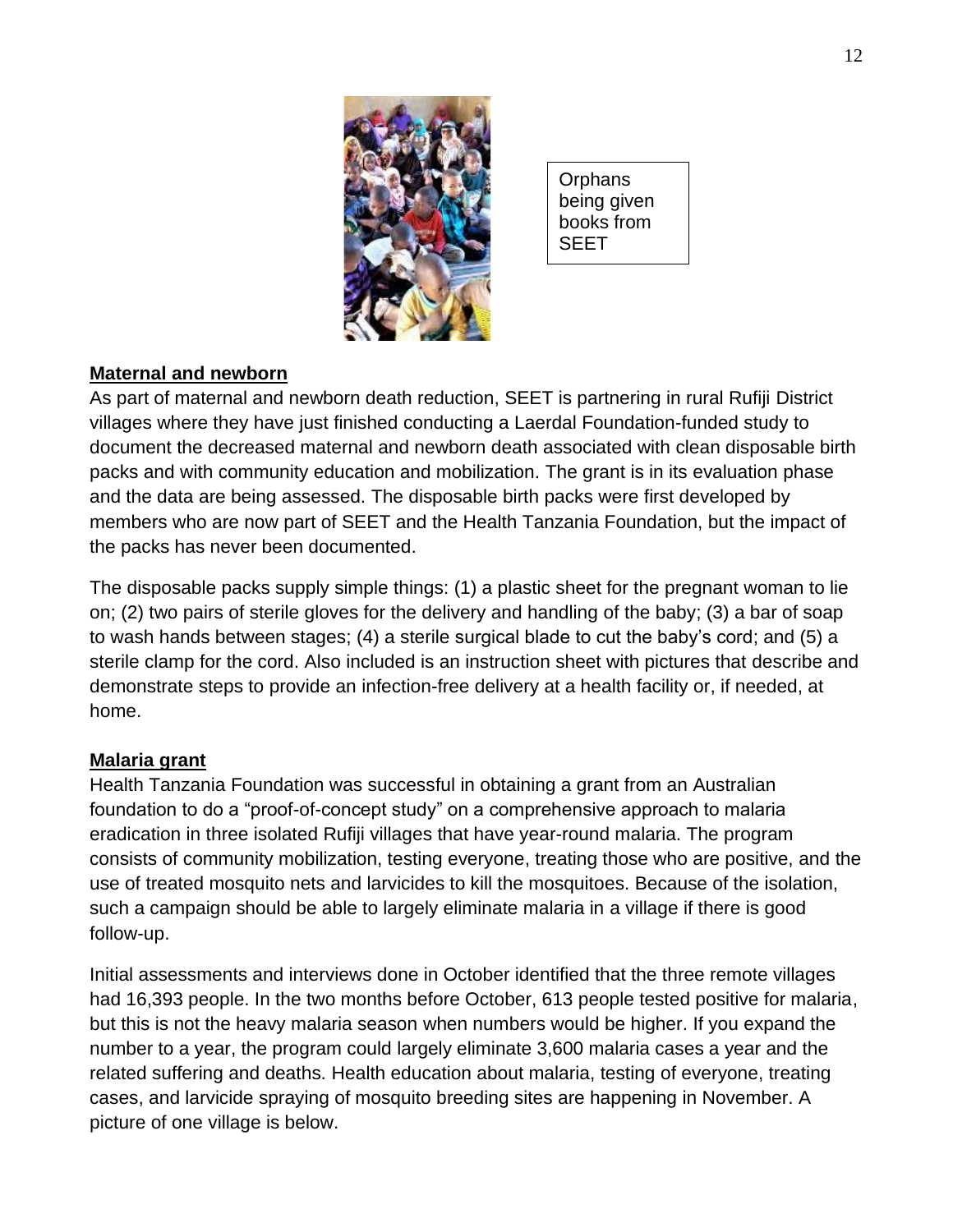Orphans being given books from SEET

**Maternal and newborn**

As part of maternal and newborn death reduction, SEET is partnering in rural Rufiji District villages where they have just finished conducting a Laerdal Foundation-funded study to document the decreased maternal and newborn death associated with clean disposable birth packs and with community education and mobilization. The grant is in its evaluation phase and the data are being assessed. The disposable birth packs were first developed by members who are now part of SEET and the Health Tanzania Foundation, but the impact of the packs has never been documented.

The disposable packs supply simple things: (1) a plastic sheet for the pregnant woman to lie on; (2) two pairs of sterile gloves for the delivery and handling of the baby; (3) a bar of soap to wash hands between stages; (4) a sterile surgical blade to cut the baby's cord; and (5) a sterile clamp for the cord. Also included is an instruction sheet with pictures that describe and demonstrate steps to provide an infection-free delivery at a health facility or, if needed, at home.

**Malaria grant**

Health Tanzania Foundation was successful in obtaining a grant from an Australian foundation to do a "proof-of-concept study" on a comprehensive approach to malaria eradication in three isolated Rufiji villages that have year-round malaria. The program consists of community mobilization, testing everyone, treating those who are positive, and the use of treated mosquito nets and larvicides to kill the mosquitoes. Because of the isolation, such a campaign should be able to largely eliminate malaria in a village if there is good follow-up.

Initial assessments and interviews done in October identified that the three remote villages had 16,393 people. In the two months before October, 613 people tested positive for malaria, but this is not the heavy malaria season when numbers would be higher. If you expand the number to a year, the program could largely eliminate 3,600 malaria cases a year and the related suffering and deaths. Health education about malaria, testing of everyone, treating cases, and larvicide spraying of mosquito breeding sites are happening in November. A picture of one village is below.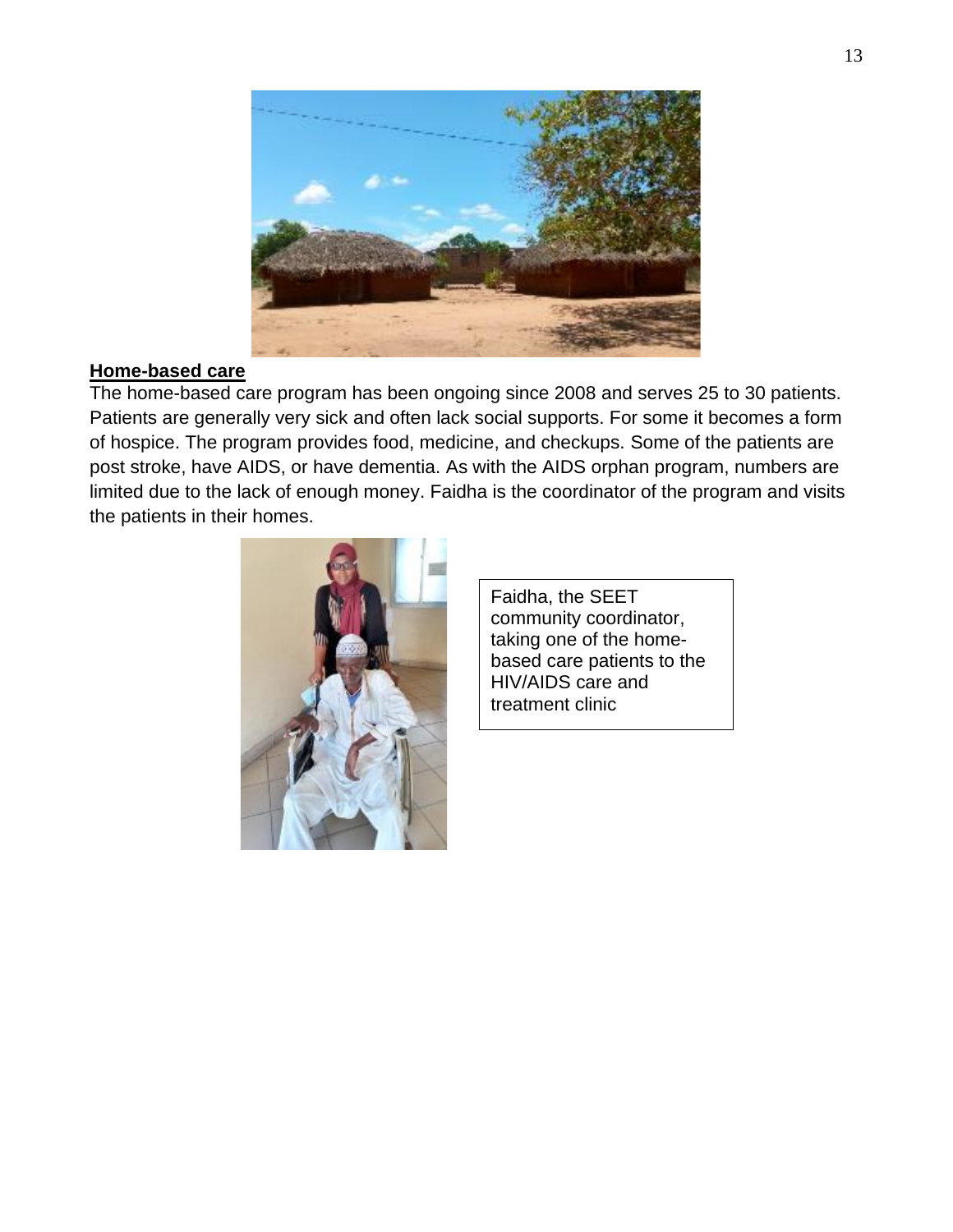**Home-based care**

The home-based care program has been ongoing since 2008 and serves 25 to 30 patients. Patients are generally very sick and often lack social supports. For some it becomes a form of hospice. The program provides food, medicine, and checkups. Some of the patients are post stroke, have AIDS, or have dementia. As with the AIDS orphan program, numbers are limited due to the lack of enough money. Faidha is the coordinator of the program and visits the patients in their homes.

Faidha, the SEET community coordinator, taking one of the home-based care patients to the HIV/AIDS care and treatment clinic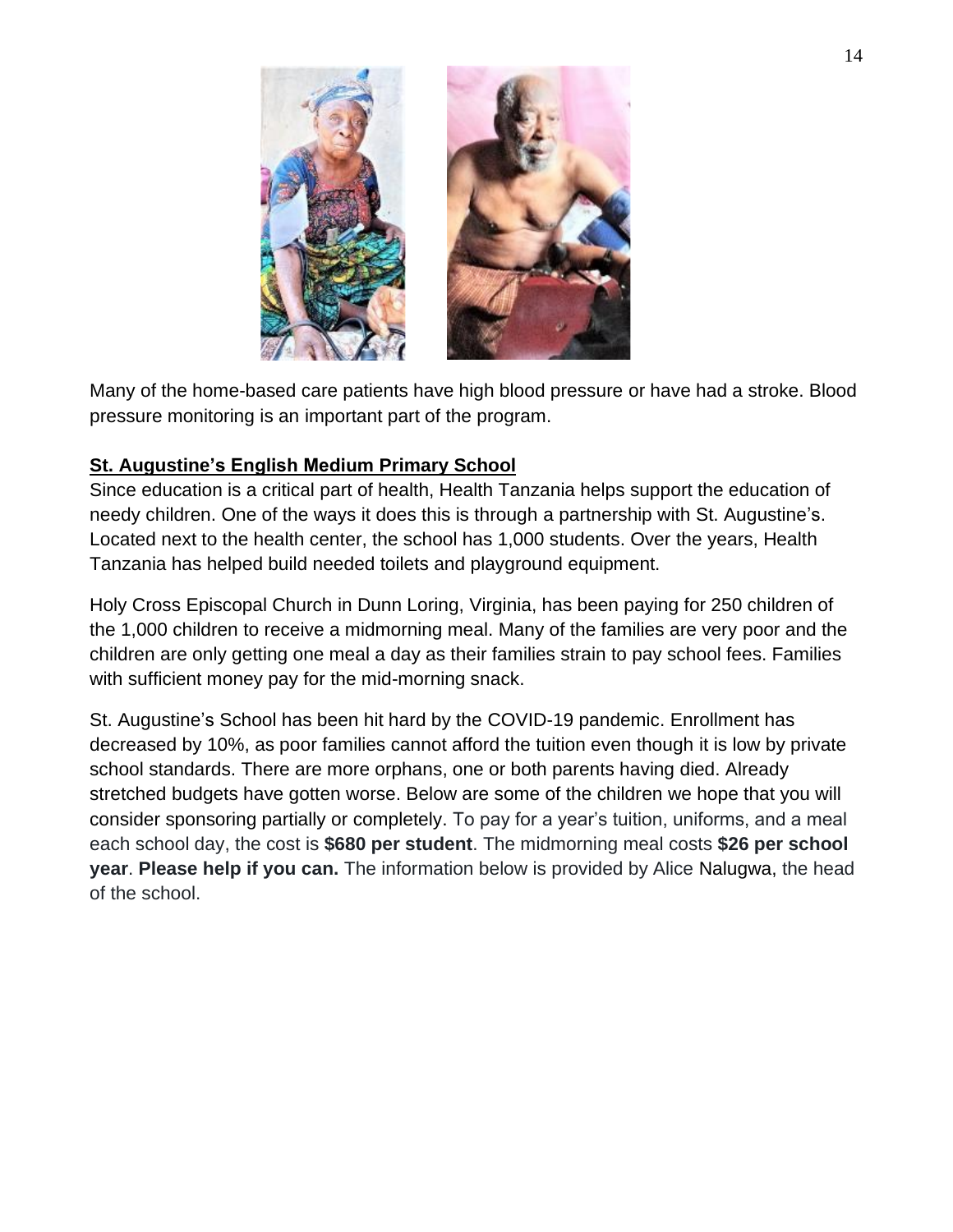Many of the home-based care patients have high blood pressure or have had a stroke. Blood pressure monitoring is an important part of the program.

## St. Augustine's English Medium Primary School

Since education is a critical part of health, Health Tanzania helps support the education of needy children. One of the ways it does this is through a partnership with St. Augustine's. Located next to the health center, the school has 1,000 students. Over the years, Health Tanzania has helped build needed toilets and playground equipment.

Holy Cross Episcopal Church in Dunn Loring, Virginia, has been paying for 250 children of the 1,000 children to receive a midmorning meal. Many of the families are very poor and the children are only getting one meal a day as their families strain to pay school fees. Families with sufficient money pay for the mid-morning snack.

St. Augustine's School has been hit hard by the COVID-19 pandemic. Enrollment has decreased by 10%, as poor families cannot afford the tuition even though it is low by private school standards. There are more orphans, one or both parents having died. Already stretched budgets have gotten worse. Below are some of the children we hope that you will consider sponsoring partially or completely. To pay for a year's tuition, uniforms, and a meal each school day, the cost is **$680 per student**. The midmorning meal costs **$26 per school year**. **Please help if you can.** The information below is provided by Alice Nalugwa, the head of the school.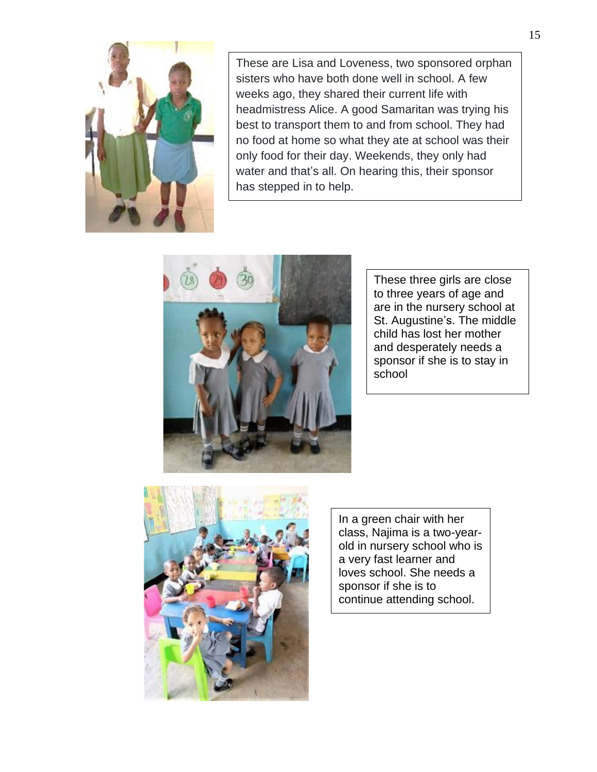These are Lisa and Loveness, two sponsored orphan sisters who have both done well in school. A few weeks ago, they shared their current life with headmistress Alice. A good Samaritan was trying his best to transport them to and from school. They had no food at home so what they ate at school was their only food for their day. Weekends, they only had water and that's all. On hearing this, their sponsor has stepped in to help.

These three girls are close to three years of age and are in the nursery school at St. Augustine's. The middle child has lost her mother and desperately needs a sponsor if she is to stay in school

In a green chair with her class, Najima is a two-year-old in nursery school who is a very fast learner and loves school. She needs a sponsor if she is to continue attending school.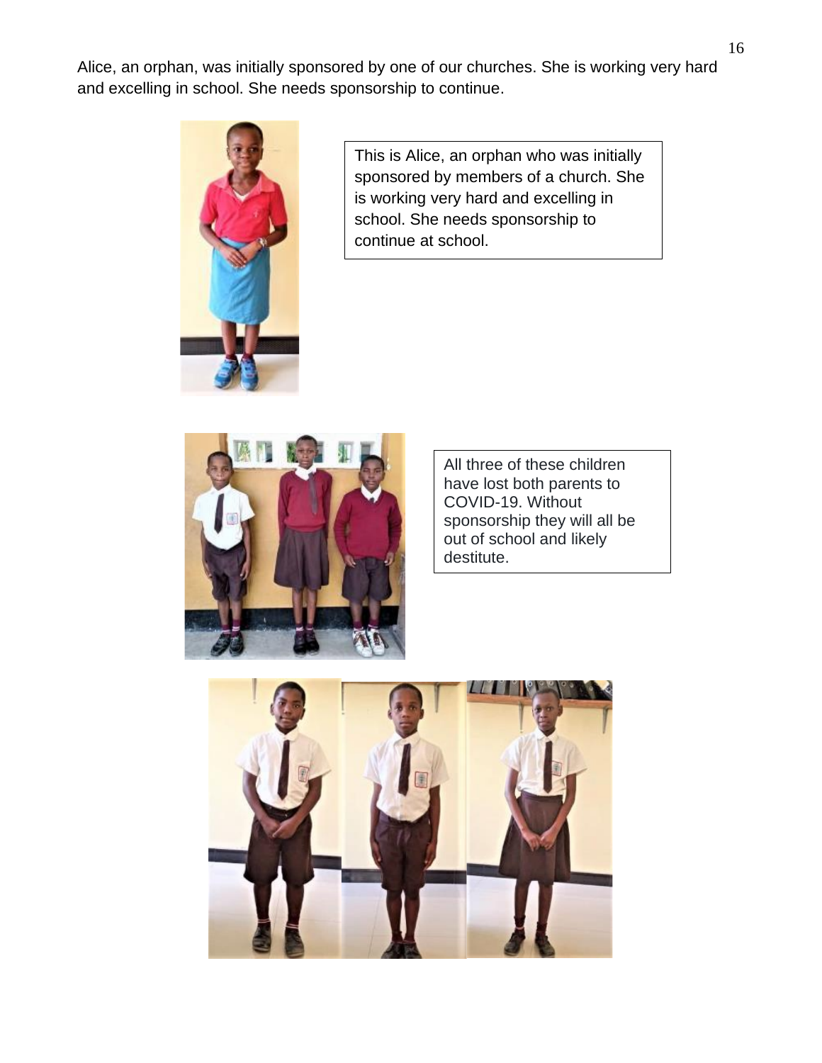Alice, an orphan, was initially sponsored by one of our churches. She is working very hard and excelling in school. She needs sponsorship to continue.

This is Alice, an orphan who was initially sponsored by members of a church. She is working very hard and excelling in school. She needs sponsorship to continue at school.

All three of these children have lost both parents to COVID-19. Without sponsorship they will all be out of school and likely destitute.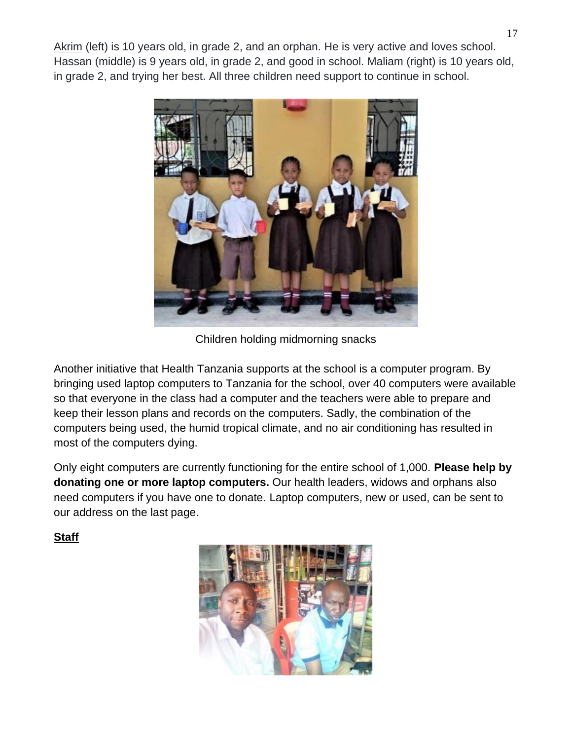Akrim (left) is 10 years old, in grade 2, and an orphan. He is very active and loves school. Hassan (middle) is 9 years old, in grade 2, and good in school. Maliam (right) is 10 years old, in grade 2, and trying her best. All three children need support to continue in school.

Children holding midmorning snacks

Another initiative that Health Tanzania supports at the school is a computer program. By bringing used laptop computers to Tanzania for the school, over 40 computers were available so that everyone in the class had a computer and the teachers were able to prepare and keep their lesson plans and records on the computers. Sadly, the combination of the computers being used, the humid tropical climate, and no air conditioning has resulted in most of the computers dying.

Only eight computers are currently functioning for the entire school of 1,000. **Please help by donating one or more laptop computers.** Our health leaders, widows and orphans also need computers if you have one to donate. Laptop computers, new or used, can be sent to our address on the last page.

**Staff**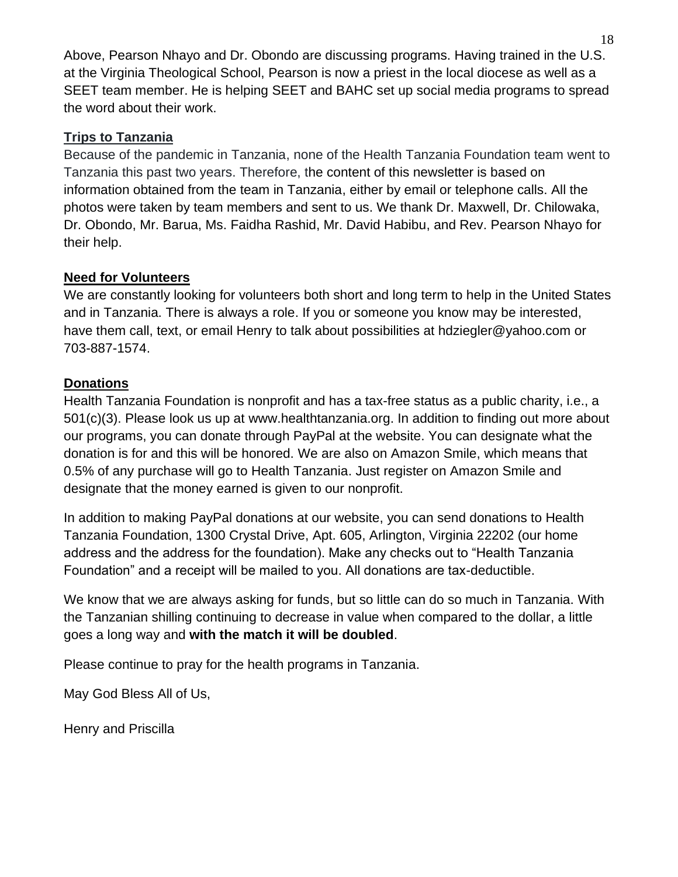Above, Pearson Nhayo and Dr. Obondo are discussing programs. Having trained in the U.S. at the Virginia Theological School, Pearson is now a priest in the local diocese as well as a SEET team member. He is helping SEET and BAHC set up social media programs to spread the word about their work.

## Trips to Tanzania

Because of the pandemic in Tanzania, none of the Health Tanzania Foundation team went to Tanzania this past two years. Therefore, the content of this newsletter is based on information obtained from the team in Tanzania, either by email or telephone calls. All the photos were taken by team members and sent to us. We thank Dr. Maxwell, Dr. Chilowaka, Dr. Obondo, Mr. Barua, Ms. Faidha Rashid, Mr. David Habibu, and Rev. Pearson Nhayo for their help.

## Need for Volunteers

We are constantly looking for volunteers both short and long term to help in the United States and in Tanzania. There is always a role. If you or someone you know may be interested, have them call, text, or email Henry to talk about possibilities at hdziegler@yahoo.com or 703-887-1574.

## Donations

Health Tanzania Foundation is nonprofit and has a tax-free status as a public charity, i.e., a 501(c)(3). Please look us up at www.healthtanzania.org. In addition to finding out more about our programs, you can donate through PayPal at the website. You can designate what the donation is for and this will be honored. We are also on Amazon Smile, which means that 0.5% of any purchase will go to Health Tanzania. Just register on Amazon Smile and designate that the money earned is given to our nonprofit.

In addition to making PayPal donations at our website, you can send donations to Health Tanzania Foundation, 1300 Crystal Drive, Apt. 605, Arlington, Virginia 22202 (our home address and the address for the foundation). Make any checks out to "Health Tanzania Foundation" and a receipt will be mailed to you. All donations are tax-deductible.

We know that we are always asking for funds, but so little can do so much in Tanzania. With the Tanzanian shilling continuing to decrease in value when compared to the dollar, a little goes a long way and **with the match it will be doubled**.

Please continue to pray for the health programs in Tanzania.

May God Bless All of Us,

Henry and Priscilla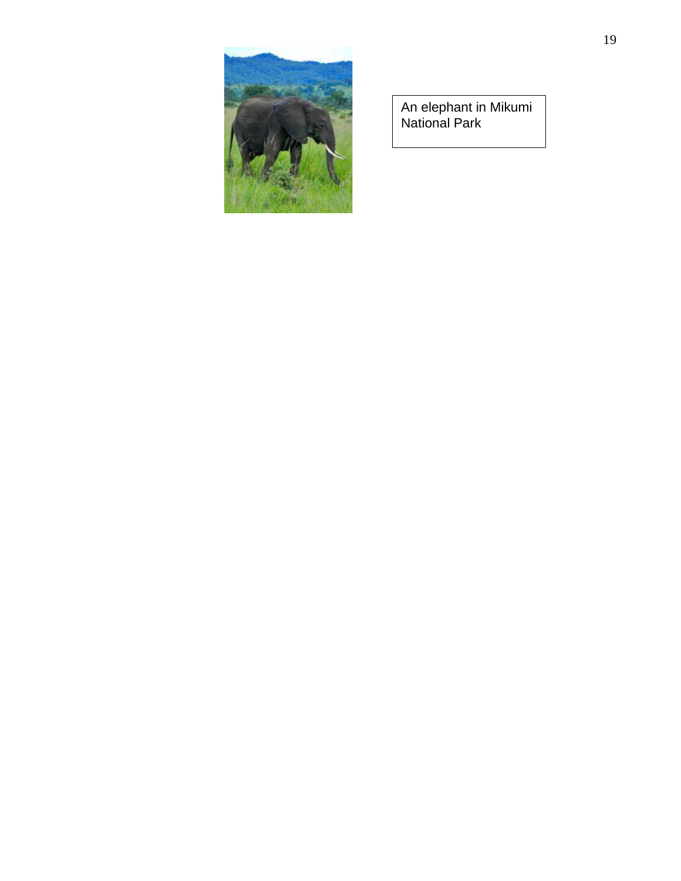An elephant in Mikumi National Park